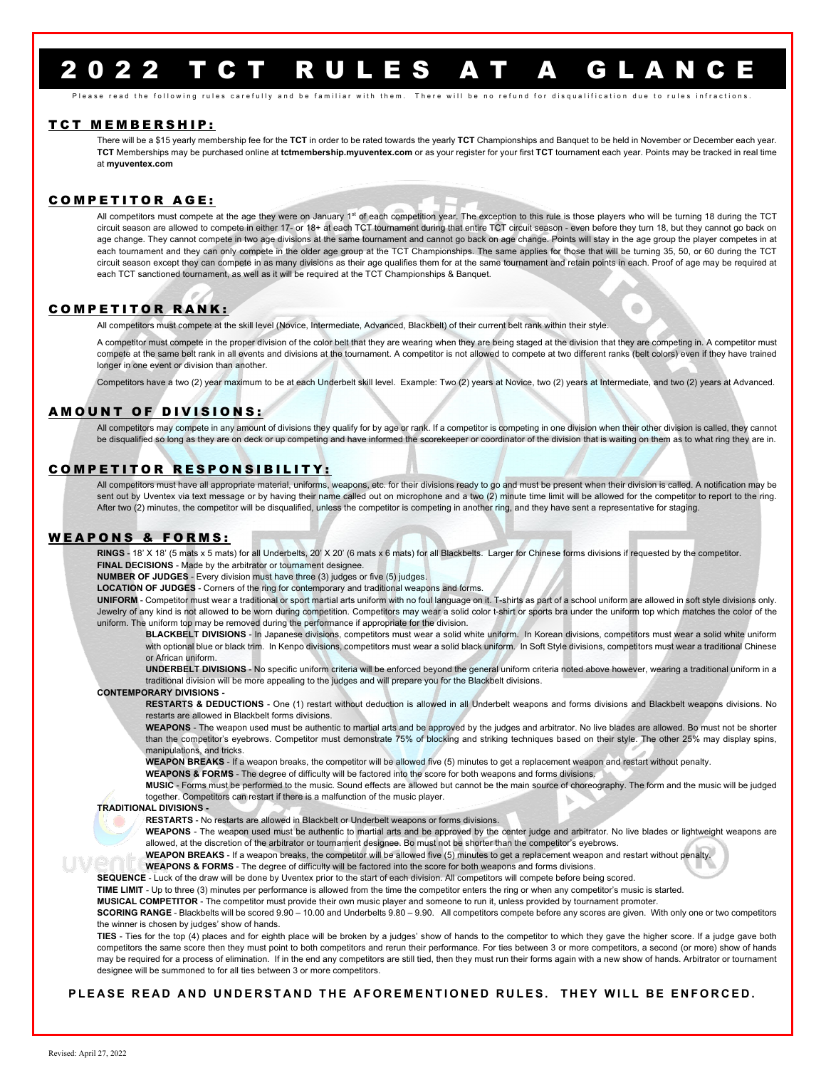# 2022 TCT RULES AT A GLANCE

Please read the following rules carefully and be familiar with them. There will be no refund for disqualification due to rules infractions.

## TCT MEMBERSHIP:

There will be a $15 yearly membership fee for the **TCT** in order to be rated towards the yearly **TCT** Championships and Banquet to be held in November or December each year. **TCT** Memberships may be purchased online at **tctmembership.myuventex.com** or as your register for your first **TCT** tournament each year. Points may be tracked in real time at **myuventex.com**

## COMPETITOR AGE:

All competitors must compete at the age they were on January 1st of each competition year. The exception to this rule is those players who will be turning 18 during the TCT circuit season are allowed to compete in either 17- or 18+ at each TCT tournament during that entire TCT circuit season - even before they turn 18, but they cannot go back on age change. They cannot compete in two age divisions at the same tournament and cannot go back on age change. Points will stay in the age group the player competes in at each tournament and they can only compete in the older age group at the TCT Championships. The same applies for those that will be turning 35, 50, or 60 during the TCT circuit season except they can compete in as many divisions as their age qualifies them for at the same tournament and retain points in each. Proof of age may be required at each TCT sanctioned tournament, as well as it will be required at the TCT Championships & Banquet.

## COMPETITOR RANK:

All competitors must compete at the skill level (Novice, Intermediate, Advanced, Blackbelt) of their current belt rank within their style.

A competitor must compete in the proper division of the color belt that they are wearing when they are being staged at the division that they are competing in. A competitor must compete at the same belt rank in all events and divisions at the tournament. A competitor is not allowed to compete at two different ranks (belt colors) even if they have trained longer in one event or division than another.

Competitors have a two (2) year maximum to be at each Underbelt skill level. Example: Two (2) years at Novice, two (2) years at Intermediate, and two (2) years at Advanced.

## AMOUNT OF DIVISIONS:

All competitors may compete in any amount of divisions they qualify for by age or rank. If a competitor is competing in one division when their other division is called, they cannot be disqualified so long as they are on deck or up competing and have informed the scorekeeper or coordinator of the division that is waiting on them as to what ring they are in.

## COMPETITOR RESPONSIBILITY:

All competitors must have all appropriate material, uniforms, weapons, etc. for their divisions ready to go and must be present when their division is called. A notification may be sent out by Uventex via text message or by having their name called out on microphone and a two (2) minute time limit will be allowed for the competitor to report to the ring. After two (2) minutes, the competitor will be disqualified, unless the competitor is competing in another ring, and they have sent a representative for staging.

## WEAPONS & FORMS:

**RINGS** - 18' X 18' (5 mats x 5 mats) for all Underbelts, 20' X 20' (6 mats x 6 mats) for all Blackbelts. Larger for Chinese forms divisions if requested by the competitor.

**FINAL DECISIONS** - Made by the arbitrator or tournament designee.

**NUMBER OF JUDGES** - Every division must have three (3) judges or five (5) judges.

**LOCATION OF JUDGES** - Corners of the ring for contemporary and traditional weapons and forms.

**UNIFORM** - Competitor must wear a traditional or sport martial arts uniform with no foul language on it. T-shirts as part of a school uniform are allowed in soft style divisions only. Jewelry of any kind is not allowed to be worn during competition. Competitors may wear a solid color t-shirt or sports bra under the uniform top which matches the color of the uniform. The uniform top may be removed during the performance if appropriate for the division.

- **BLACKBELT DIVISIONS** - In Japanese divisions, competitors must wear a solid white uniform. In Korean divisions, competitors must wear a solid white uniform with optional blue or black trim. In Kenpo divisions, competitors must wear a solid black uniform. In Soft Style divisions, competitors must wear a traditional Chinese or African uniform.
- **UNDERBELT DIVISIONS** - No specific uniform criteria will be enforced beyond the general uniform criteria noted above however, wearing a traditional uniform in a traditional division will be more appealing to the judges and will prepare you for the Blackbelt divisions.

**CONTEMPORARY DIVISIONS -**

- **RESTARTS & DEDUCTIONS** - One (1) restart without deduction is allowed in all Underbelt weapons and forms divisions and Blackbelt weapons divisions. No restarts are allowed in Blackbelt forms divisions.
- **WEAPONS** - The weapon used must be authentic to martial arts and be approved by the judges and arbitrator. No live blades are allowed. Bo must not be shorter than the competitor's eyebrows. Competitor must demonstrate 75% of blocking and striking techniques based on their style. The other 25% may display spins, manipulations, and tricks.
- **WEAPON BREAKS** - If a weapon breaks, the competitor will be allowed five (5) minutes to get a replacement weapon and restart without penalty.
- **WEAPONS & FORMS** - The degree of difficulty will be factored into the score for both weapons and forms divisions.
- **MUSIC** - Forms must be performed to the music. Sound effects are allowed but cannot be the main source of choreography. The form and the music will be judged together. Competitors can restart if there is a malfunction of the music player.

**TRADITIONAL DIVISIONS -**

- **RESTARTS** - No restarts are allowed in Blackbelt or Underbelt weapons or forms divisions.
- **WEAPONS** - The weapon used must be authentic to martial arts and be approved by the center judge and arbitrator. No live blades or lightweight weapons are allowed, at the discretion of the arbitrator or tournament designee. Bo must not be shorter than the competitor's eyebrows.
- **WEAPON BREAKS** - If a weapon breaks, the competitor will be allowed five (5) minutes to get a replacement weapon and restart without penalty.
- **WEAPONS & FORMS** - The degree of difficulty will be factored into the score for both weapons and forms divisions.

**SEQUENCE** - Luck of the draw will be done by Uventex prior to the start of each division. All competitors will compete before being scored.

**TIME LIMIT** - Up to three (3) minutes per performance is allowed from the time the competitor enters the ring or when any competitor's music is started.

**MUSICAL COMPETITOR** - The competitor must provide their own music player and someone to run it, unless provided by tournament promoter.

**SCORING RANGE** - Blackbelts will be scored 9.90 – 10.00 and Underbelts 9.80 – 9.90. All competitors compete before any scores are given. With only one or two competitors the winner is chosen by judges' show of hands.

**TIES** - Ties for the top (4) places and for eighth place will be broken by a judges' show of hands to the competitor to which they gave the higher score. If a judge gave both competitors the same score then they must point to both competitors and rerun their performance. For ties between 3 or more competitors, a second (or more) show of hands may be required for a process of elimination. If in the end any competitors are still tied, then they must run their forms again with a new show of hands. Arbitrator or tournament designee will be summoned to for all ties between 3 or more competitors.

**PLEASE READ AND UNDERSTAND THE AFOREMENTIONED RULES. THEY WILL BE ENFORCED.**

Revised: April 27, 2022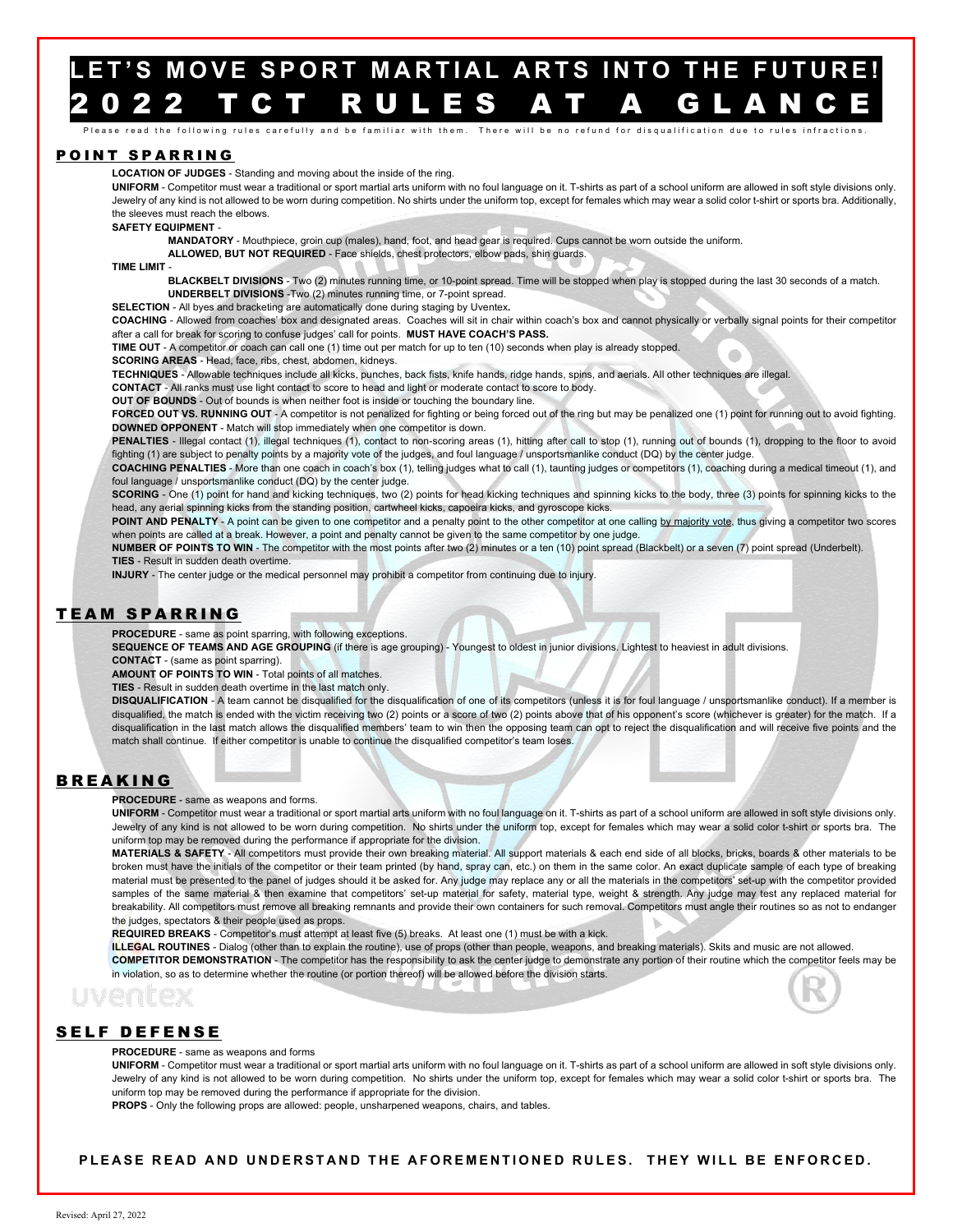# LET'S MOVE SPORT MARTIAL ARTS INTO THE FUTURE!
# 2022 TCT RULES AT A GLANCE

Please read the following rules carefully and be familiar with them. There will be no refund for disqualification due to rules infractions.

## POINT SPARRING

**LOCATION OF JUDGES** - Standing and moving about the inside of the ring.

**UNIFORM** - Competitor must wear a traditional or sport martial arts uniform with no foul language on it. T-shirts as part of a school uniform are allowed in soft style divisions only. Jewelry of any kind is not allowed to be worn during competition. No shirts under the uniform top, except for females which may wear a solid color t-shirt or sports bra. Additionally, the sleeves must reach the elbows.

**SAFETY EQUIPMENT** -

**MANDATORY** - Mouthpiece, groin cup (males), hand, foot, and head gear is required. Cups cannot be worn outside the uniform.

**ALLOWED, BUT NOT REQUIRED** - Face shields, chest protectors, elbow pads, shin guards.

**TIME LIMIT** -

**BLACKBELT DIVISIONS** - Two (2) minutes running time, or 10-point spread. Time will be stopped when play is stopped during the last 30 seconds of a match.

**UNDERBELT DIVISIONS** -Two (2) minutes running time, or 7-point spread.

**SELECTION** - All byes and bracketing are automatically done during staging by Uventex.

**COACHING** - Allowed from coaches' box and designated areas. Coaches will sit in chair within coach's box and cannot physically or verbally signal points for their competitor after a call for break for scoring to confuse judges' call for points. **MUST HAVE COACH'S PASS.**

**TIME OUT** - A competitor or coach can call one (1) time out per match for up to ten (10) seconds when play is already stopped.

**SCORING AREAS** - Head, face, ribs, chest, abdomen, kidneys.

**TECHNIQUES** - Allowable techniques include all kicks, punches, back fists, knife hands, ridge hands, spins, and aerials. All other techniques are illegal.

**CONTACT** - All ranks must use light contact to score to head and light or moderate contact to score to body.

**OUT OF BOUNDS** - Out of bounds is when neither foot is inside or touching the boundary line.

**FORCED OUT VS. RUNNING OUT** - A competitor is not penalized for fighting or being forced out of the ring but may be penalized one (1) point for running out to avoid fighting.

**DOWNED OPPONENT** - Match will stop immediately when one competitor is down.

**PENALTIES** - Illegal contact (1), illegal techniques (1), contact to non-scoring areas (1), hitting after call to stop (1), running out of bounds (1), dropping to the floor to avoid fighting (1) are subject to penalty points by a majority vote of the judges, and foul language / unsportsmanlike conduct (DQ) by the center judge.

**COACHING PENALTIES** - More than one coach in coach's box (1), telling judges what to call (1), taunting judges or competitors (1), coaching during a medical timeout (1), and foul language / unsportsmanlike conduct (DQ) by the center judge.

**SCORING** - One (1) point for hand and kicking techniques, two (2) points for head kicking techniques and spinning kicks to the body, three (3) points for spinning kicks to the head, any aerial spinning kicks from the standing position, cartwheel kicks, capoeira kicks, and gyroscope kicks.

**POINT AND PENALTY** - A point can be given to one competitor and a penalty point to the other competitor at one calling by majority vote, thus giving a competitor two scores when points are called at a break. However, a point and penalty cannot be given to the same competitor by one judge.

**NUMBER OF POINTS TO WIN** - The competitor with the most points after two (2) minutes or a ten (10) point spread (Blackbelt) or a seven (7) point spread (Underbelt).

**TIES** - Result in sudden death overtime.

**INJURY** - The center judge or the medical personnel may prohibit a competitor from continuing due to injury.

## TEAM SPARRING

**PROCEDURE** - same as point sparring, with following exceptions.

**SEQUENCE OF TEAMS AND AGE GROUPING** (if there is age grouping) - Youngest to oldest in junior divisions. Lightest to heaviest in adult divisions.

**CONTACT** - (same as point sparring).

**AMOUNT OF POINTS TO WIN** - Total points of all matches.

**TIES** - Result in sudden death overtime in the last match only.

**DISQUALIFICATION** - A team cannot be disqualified for the disqualification of one of its competitors (unless it is for foul language / unsportsmanlike conduct). If a member is disqualified, the match is ended with the victim receiving two (2) points or a score of two (2) points above that of his opponent's score (whichever is greater) for the match. If a disqualification in the last match allows the disqualified members' team to win then the opposing team can opt to reject the disqualification and will receive five points and the match shall continue. If either competitor is unable to continue the disqualified competitor's team loses.

## BREAKING

**PROCEDURE** - same as weapons and forms.

**UNIFORM** - Competitor must wear a traditional or sport martial arts uniform with no foul language on it. T-shirts as part of a school uniform are allowed in soft style divisions only. Jewelry of any kind is not allowed to be worn during competition. No shirts under the uniform top, except for females which may wear a solid color t-shirt or sports bra. The uniform top may be removed during the performance if appropriate for the division.

**MATERIALS & SAFETY** - All competitors must provide their own breaking material. All support materials & each end side of all blocks, bricks, boards & other materials to be broken must have the initials of the competitor or their team printed (by hand, spray can, etc.) on them in the same color. An exact duplicate sample of each type of breaking material must be presented to the panel of judges should it be asked for. Any judge may replace any or all the materials in the competitors' set-up with the competitor provided samples of the same material & then examine that competitors' set-up material for safety, material type, weight & strength. Any judge may test any replaced material for breakability. All competitors must remove all breaking remnants and provide their own containers for such removal. Competitors must angle their routines so as not to endanger the judges, spectators & their people used as props.

**REQUIRED BREAKS** - Competitor's must attempt at least five (5) breaks. At least one (1) must be with a kick.

**ILLEGAL ROUTINES** - Dialog (other than to explain the routine), use of props (other than people, weapons, and breaking materials). Skits and music are not allowed.

**COMPETITOR DEMONSTRATION** - The competitor has the responsibility to ask the center judge to demonstrate any portion of their routine which the competitor feels may be in violation, so as to determine whether the routine (or portion thereof) will be allowed before the division starts.

## SELF DEFENSE

**PROCEDURE** - same as weapons and forms

**UNIFORM** - Competitor must wear a traditional or sport martial arts uniform with no foul language on it. T-shirts as part of a school uniform are allowed in soft style divisions only. Jewelry of any kind is not allowed to be worn during competition. No shirts under the uniform top, except for females which may wear a solid color t-shirt or sports bra. The uniform top may be removed during the performance if appropriate for the division.

**PROPS** - Only the following props are allowed: people, unsharpened weapons, chairs, and tables.

**PLEASE READ AND UNDERSTAND THE AFOREMENTIONED RULES. THEY WILL BE ENFORCED.**

Revised: April 27, 2022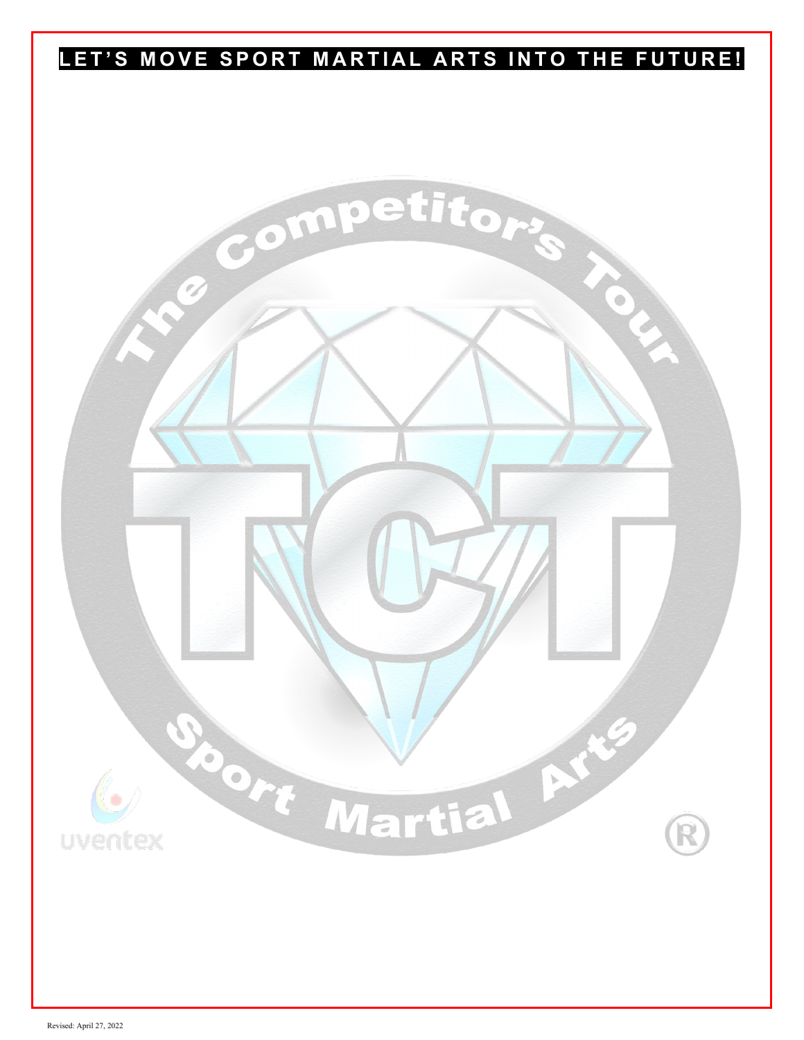# LET'S MOVE SPORT MARTIAL ARTS INTO THE FUTURE!

The Competitor's Tour

TCT

Sport Martial Arts

uventex

®

Revised: April 27, 2022